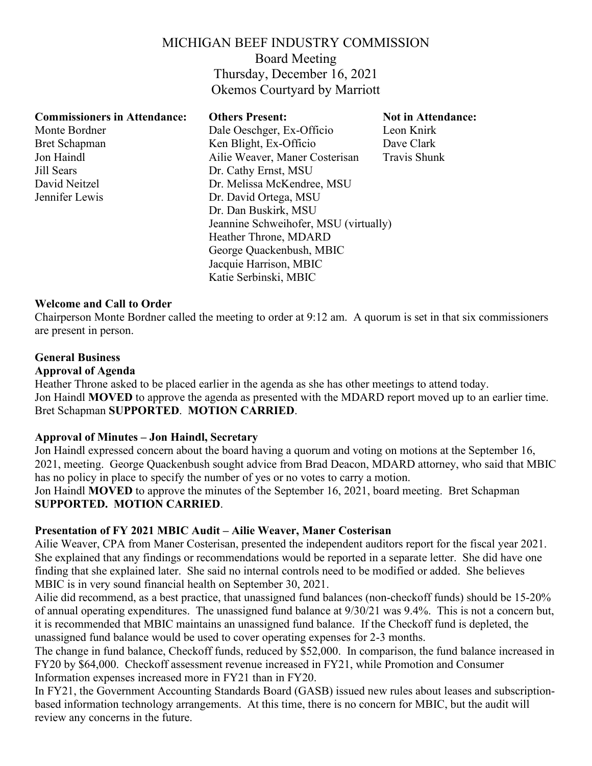# MICHIGAN BEEF INDUSTRY COMMISSION

Board Meeting
Thursday, December 16, 2021
Okemos Courtyard by Marriott

| Commissioners in Attendance: | Others Present: | Not in Attendance: |
|---|---|---|
| Monte Bordner | Dale Oeschger, Ex-Officio | Leon Knirk |
| Bret Schapman | Ken Blight, Ex-Officio | Dave Clark |
| Jon Haindl | Ailie Weaver, Maner Costerisan | Travis Shunk |
| Jill Sears | Dr. Cathy Ernst, MSU | |
| David Neitzel | Dr. Melissa McKendree, MSU | |
| Jennifer Lewis | Dr. David Ortega, MSU | |
| | Dr. Dan Buskirk, MSU | |
| | Jeannine Schweihofer, MSU (virtually) | |
| | Heather Throne, MDARD | |
| | George Quackenbush, MBIC | |
| | Jacquie Harrison, MBIC | |
| | Katie Serbinski, MBIC | |

**Welcome and Call to Order**

Chairperson Monte Bordner called the meeting to order at 9:12 am. A quorum is set in that six commissioners are present in person.

**General Business**

**Approval of Agenda**

Heather Throne asked to be placed earlier in the agenda as she has other meetings to attend today.
Jon Haindl **MOVED** to approve the agenda as presented with the MDARD report moved up to an earlier time. Bret Schapman **SUPPORTED**. **MOTION CARRIED**.

**Approval of Minutes – Jon Haindl, Secretary**

Jon Haindl expressed concern about the board having a quorum and voting on motions at the September 16, 2021, meeting. George Quackenbush sought advice from Brad Deacon, MDARD attorney, who said that MBIC has no policy in place to specify the number of yes or no votes to carry a motion.
Jon Haindl **MOVED** to approve the minutes of the September 16, 2021, board meeting. Bret Schapman **SUPPORTED. MOTION CARRIED**.

**Presentation of FY 2021 MBIC Audit – Ailie Weaver, Maner Costerisan**

Ailie Weaver, CPA from Maner Costerisan, presented the independent auditors report for the fiscal year 2021. She explained that any findings or recommendations would be reported in a separate letter. She did have one finding that she explained later. She said no internal controls need to be modified or added. She believes MBIC is in very sound financial health on September 30, 2021.

Ailie did recommend, as a best practice, that unassigned fund balances (non-checkoff funds) should be 15-20% of annual operating expenditures. The unassigned fund balance at 9/30/21 was 9.4%. This is not a concern but, it is recommended that MBIC maintains an unassigned fund balance. If the Checkoff fund is depleted, the unassigned fund balance would be used to cover operating expenses for 2-3 months.

The change in fund balance, Checkoff funds, reduced by $52,000. In comparison, the fund balance increased in FY20 by $64,000. Checkoff assessment revenue increased in FY21, while Promotion and Consumer Information expenses increased more in FY21 than in FY20.

In FY21, the Government Accounting Standards Board (GASB) issued new rules about leases and subscription-based information technology arrangements. At this time, there is no concern for MBIC, but the audit will review any concerns in the future.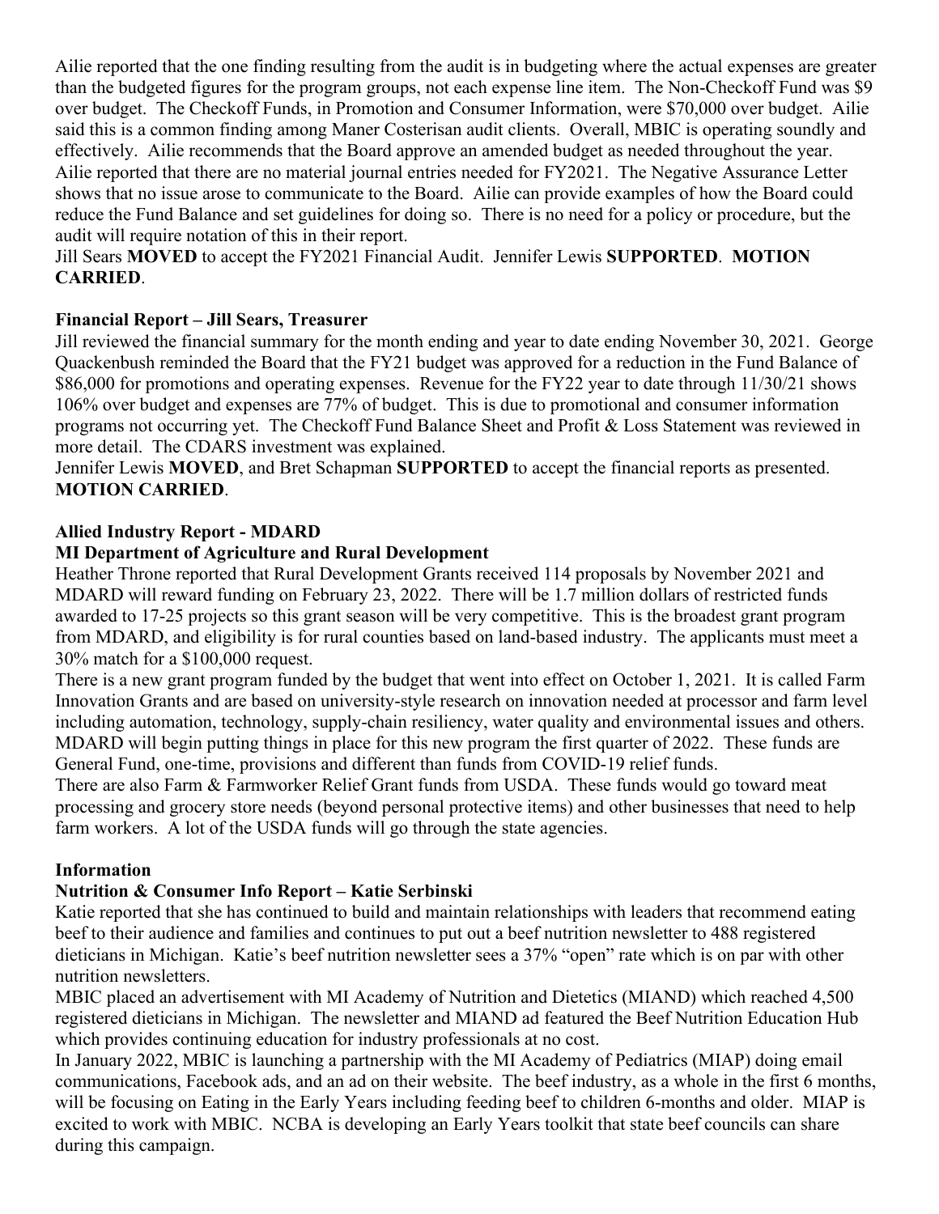Ailie reported that the one finding resulting from the audit is in budgeting where the actual expenses are greater than the budgeted figures for the program groups, not each expense line item. The Non-Checkoff Fund was $9 over budget. The Checkoff Funds, in Promotion and Consumer Information, were $70,000 over budget. Ailie said this is a common finding among Maner Costerisan audit clients. Overall, MBIC is operating soundly and effectively. Ailie recommends that the Board approve an amended budget as needed throughout the year. Ailie reported that there are no material journal entries needed for FY2021. The Negative Assurance Letter shows that no issue arose to communicate to the Board. Ailie can provide examples of how the Board could reduce the Fund Balance and set guidelines for doing so. There is no need for a policy or procedure, but the audit will require notation of this in their report.

Jill Sears **MOVED** to accept the FY2021 Financial Audit. Jennifer Lewis **SUPPORTED**. **MOTION CARRIED**.

**Financial Report – Jill Sears, Treasurer**

Jill reviewed the financial summary for the month ending and year to date ending November 30, 2021. George Quackenbush reminded the Board that the FY21 budget was approved for a reduction in the Fund Balance of $86,000 for promotions and operating expenses. Revenue for the FY22 year to date through 11/30/21 shows 106% over budget and expenses are 77% of budget. This is due to promotional and consumer information programs not occurring yet. The Checkoff Fund Balance Sheet and Profit & Loss Statement was reviewed in more detail. The CDARS investment was explained.

Jennifer Lewis **MOVED**, and Bret Schapman **SUPPORTED** to accept the financial reports as presented. **MOTION CARRIED**.

**Allied Industry Report - MDARD**

**MI Department of Agriculture and Rural Development**

Heather Throne reported that Rural Development Grants received 114 proposals by November 2021 and MDARD will reward funding on February 23, 2022. There will be 1.7 million dollars of restricted funds awarded to 17-25 projects so this grant season will be very competitive. This is the broadest grant program from MDARD, and eligibility is for rural counties based on land-based industry. The applicants must meet a 30% match for a $100,000 request.

There is a new grant program funded by the budget that went into effect on October 1, 2021. It is called Farm Innovation Grants and are based on university-style research on innovation needed at processor and farm level including automation, technology, supply-chain resiliency, water quality and environmental issues and others. MDARD will begin putting things in place for this new program the first quarter of 2022. These funds are General Fund, one-time, provisions and different than funds from COVID-19 relief funds.

There are also Farm & Farmworker Relief Grant funds from USDA. These funds would go toward meat processing and grocery store needs (beyond personal protective items) and other businesses that need to help farm workers. A lot of the USDA funds will go through the state agencies.

**Information**

**Nutrition & Consumer Info Report – Katie Serbinski**

Katie reported that she has continued to build and maintain relationships with leaders that recommend eating beef to their audience and families and continues to put out a beef nutrition newsletter to 488 registered dieticians in Michigan. Katie's beef nutrition newsletter sees a 37% "open" rate which is on par with other nutrition newsletters.

MBIC placed an advertisement with MI Academy of Nutrition and Dietetics (MIAND) which reached 4,500 registered dieticians in Michigan. The newsletter and MIAND ad featured the Beef Nutrition Education Hub which provides continuing education for industry professionals at no cost.

In January 2022, MBIC is launching a partnership with the MI Academy of Pediatrics (MIAP) doing email communications, Facebook ads, and an ad on their website. The beef industry, as a whole in the first 6 months, will be focusing on Eating in the Early Years including feeding beef to children 6-months and older. MIAP is excited to work with MBIC. NCBA is developing an Early Years toolkit that state beef councils can share during this campaign.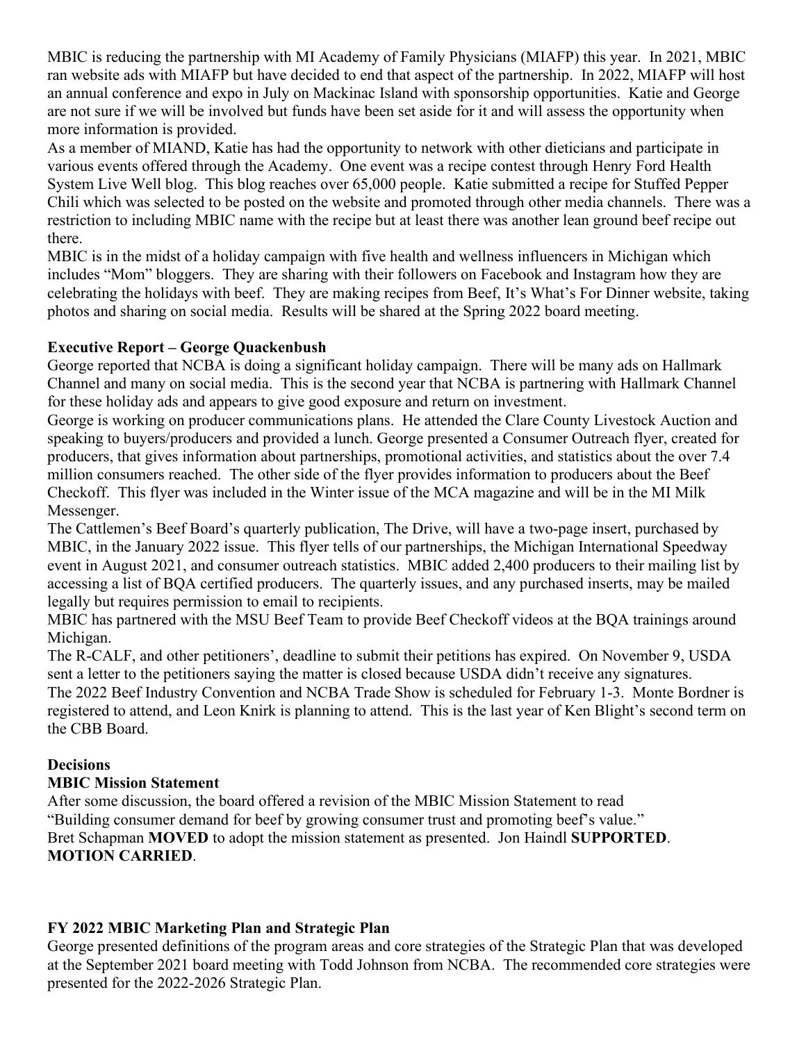MBIC is reducing the partnership with MI Academy of Family Physicians (MIAFP) this year. In 2021, MBIC ran website ads with MIAFP but have decided to end that aspect of the partnership. In 2022, MIAFP will host an annual conference and expo in July on Mackinac Island with sponsorship opportunities. Katie and George are not sure if we will be involved but funds have been set aside for it and will assess the opportunity when more information is provided.

As a member of MIAND, Katie has had the opportunity to network with other dieticians and participate in various events offered through the Academy. One event was a recipe contest through Henry Ford Health System Live Well blog. This blog reaches over 65,000 people. Katie submitted a recipe for Stuffed Pepper Chili which was selected to be posted on the website and promoted through other media channels. There was a restriction to including MBIC name with the recipe but at least there was another lean ground beef recipe out there.

MBIC is in the midst of a holiday campaign with five health and wellness influencers in Michigan which includes "Mom" bloggers. They are sharing with their followers on Facebook and Instagram how they are celebrating the holidays with beef. They are making recipes from Beef, It's What's For Dinner website, taking photos and sharing on social media. Results will be shared at the Spring 2022 board meeting.

**Executive Report – George Quackenbush**

George reported that NCBA is doing a significant holiday campaign. There will be many ads on Hallmark Channel and many on social media. This is the second year that NCBA is partnering with Hallmark Channel for these holiday ads and appears to give good exposure and return on investment.

George is working on producer communications plans. He attended the Clare County Livestock Auction and speaking to buyers/producers and provided a lunch. George presented a Consumer Outreach flyer, created for producers, that gives information about partnerships, promotional activities, and statistics about the over 7.4 million consumers reached. The other side of the flyer provides information to producers about the Beef Checkoff. This flyer was included in the Winter issue of the MCA magazine and will be in the MI Milk Messenger.

The Cattlemen's Beef Board's quarterly publication, The Drive, will have a two-page insert, purchased by MBIC, in the January 2022 issue. This flyer tells of our partnerships, the Michigan International Speedway event in August 2021, and consumer outreach statistics. MBIC added 2,400 producers to their mailing list by accessing a list of BQA certified producers. The quarterly issues, and any purchased inserts, may be mailed legally but requires permission to email to recipients.

MBIC has partnered with the MSU Beef Team to provide Beef Checkoff videos at the BQA trainings around Michigan.

The R-CALF, and other petitioners', deadline to submit their petitions has expired. On November 9, USDA sent a letter to the petitioners saying the matter is closed because USDA didn't receive any signatures.

The 2022 Beef Industry Convention and NCBA Trade Show is scheduled for February 1-3. Monte Bordner is registered to attend, and Leon Knirk is planning to attend. This is the last year of Ken Blight's second term on the CBB Board.

**Decisions**

**MBIC Mission Statement**

After some discussion, the board offered a revision of the MBIC Mission Statement to read "Building consumer demand for beef by growing consumer trust and promoting beef's value."

Bret Schapman **MOVED** to adopt the mission statement as presented. Jon Haindl **SUPPORTED**.

**MOTION CARRIED**.

**FY 2022 MBIC Marketing Plan and Strategic Plan**

George presented definitions of the program areas and core strategies of the Strategic Plan that was developed at the September 2021 board meeting with Todd Johnson from NCBA. The recommended core strategies were presented for the 2022-2026 Strategic Plan.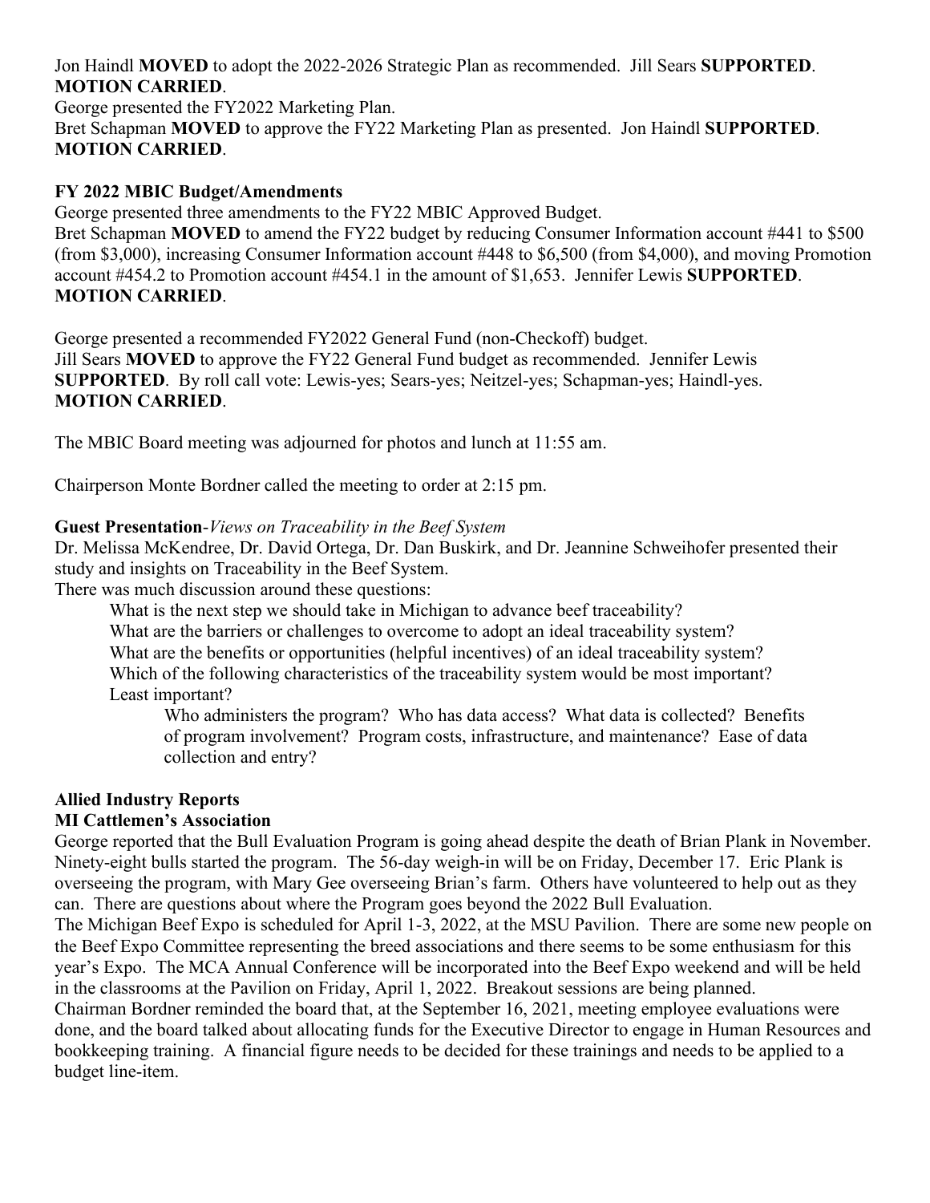Jon Haindl **MOVED** to adopt the 2022-2026 Strategic Plan as recommended. Jill Sears **SUPPORTED**. **MOTION CARRIED**.

George presented the FY2022 Marketing Plan.

Bret Schapman **MOVED** to approve the FY22 Marketing Plan as presented. Jon Haindl **SUPPORTED**. **MOTION CARRIED**.

**FY 2022 MBIC Budget/Amendments**

George presented three amendments to the FY22 MBIC Approved Budget.

Bret Schapman **MOVED** to amend the FY22 budget by reducing Consumer Information account #441 to $500 (from $3,000), increasing Consumer Information account #448 to $6,500 (from $4,000), and moving Promotion account #454.2 to Promotion account #454.1 in the amount of $1,653. Jennifer Lewis **SUPPORTED**. **MOTION CARRIED**.

George presented a recommended FY2022 General Fund (non-Checkoff) budget.

Jill Sears **MOVED** to approve the FY22 General Fund budget as recommended. Jennifer Lewis **SUPPORTED**. By roll call vote: Lewis-yes; Sears-yes; Neitzel-yes; Schapman-yes; Haindl-yes. **MOTION CARRIED**.

The MBIC Board meeting was adjourned for photos and lunch at 11:55 am.

Chairperson Monte Bordner called the meeting to order at 2:15 pm.

**Guest Presentation**-*Views on Traceability in the Beef System*

Dr. Melissa McKendree, Dr. David Ortega, Dr. Dan Buskirk, and Dr. Jeannine Schweihofer presented their study and insights on Traceability in the Beef System.

There was much discussion around these questions:

- What is the next step we should take in Michigan to advance beef traceability?
- What are the barriers or challenges to overcome to adopt an ideal traceability system?
- What are the benefits or opportunities (helpful incentives) of an ideal traceability system?
- Which of the following characteristics of the traceability system would be most important? Least important?
  - Who administers the program? Who has data access? What data is collected? Benefits of program involvement? Program costs, infrastructure, and maintenance? Ease of data collection and entry?

**Allied Industry Reports**

**MI Cattlemen's Association**

George reported that the Bull Evaluation Program is going ahead despite the death of Brian Plank in November. Ninety-eight bulls started the program. The 56-day weigh-in will be on Friday, December 17. Eric Plank is overseeing the program, with Mary Gee overseeing Brian's farm. Others have volunteered to help out as they can. There are questions about where the Program goes beyond the 2022 Bull Evaluation.

The Michigan Beef Expo is scheduled for April 1-3, 2022, at the MSU Pavilion. There are some new people on the Beef Expo Committee representing the breed associations and there seems to be some enthusiasm for this year's Expo. The MCA Annual Conference will be incorporated into the Beef Expo weekend and will be held in the classrooms at the Pavilion on Friday, April 1, 2022. Breakout sessions are being planned.

Chairman Bordner reminded the board that, at the September 16, 2021, meeting employee evaluations were done, and the board talked about allocating funds for the Executive Director to engage in Human Resources and bookkeeping training. A financial figure needs to be decided for these trainings and needs to be applied to a budget line-item.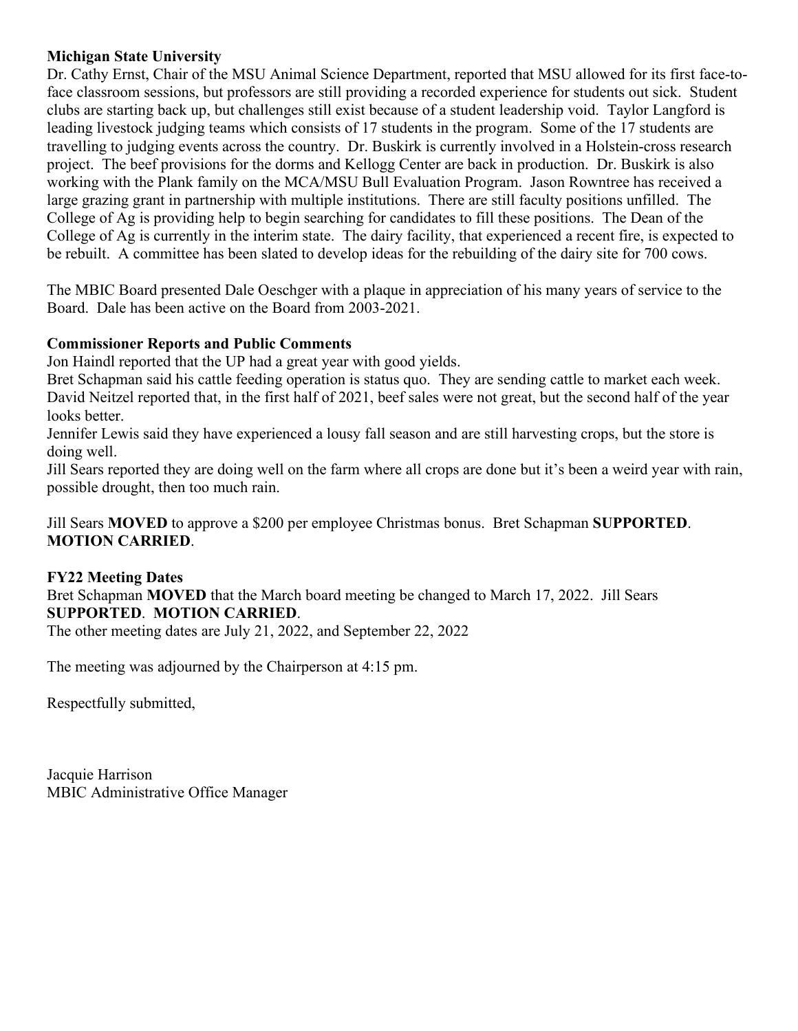**Michigan State University**

Dr. Cathy Ernst, Chair of the MSU Animal Science Department, reported that MSU allowed for its first face-to-face classroom sessions, but professors are still providing a recorded experience for students out sick. Student clubs are starting back up, but challenges still exist because of a student leadership void. Taylor Langford is leading livestock judging teams which consists of 17 students in the program. Some of the 17 students are travelling to judging events across the country. Dr. Buskirk is currently involved in a Holstein-cross research project. The beef provisions for the dorms and Kellogg Center are back in production. Dr. Buskirk is also working with the Plank family on the MCA/MSU Bull Evaluation Program. Jason Rowntree has received a large grazing grant in partnership with multiple institutions. There are still faculty positions unfilled. The College of Ag is providing help to begin searching for candidates to fill these positions. The Dean of the College of Ag is currently in the interim state. The dairy facility, that experienced a recent fire, is expected to be rebuilt. A committee has been slated to develop ideas for the rebuilding of the dairy site for 700 cows.

The MBIC Board presented Dale Oeschger with a plaque in appreciation of his many years of service to the Board. Dale has been active on the Board from 2003-2021.

**Commissioner Reports and Public Comments**

Jon Haindl reported that the UP had a great year with good yields.
Bret Schapman said his cattle feeding operation is status quo. They are sending cattle to market each week.
David Neitzel reported that, in the first half of 2021, beef sales were not great, but the second half of the year looks better.
Jennifer Lewis said they have experienced a lousy fall season and are still harvesting crops, but the store is doing well.
Jill Sears reported they are doing well on the farm where all crops are done but it's been a weird year with rain, possible drought, then too much rain.

Jill Sears **MOVED** to approve a $200 per employee Christmas bonus. Bret Schapman **SUPPORTED**. **MOTION CARRIED**.

**FY22 Meeting Dates**

Bret Schapman **MOVED** that the March board meeting be changed to March 17, 2022. Jill Sears **SUPPORTED**. **MOTION CARRIED**.
The other meeting dates are July 21, 2022, and September 22, 2022

The meeting was adjourned by the Chairperson at 4:15 pm.

Respectfully submitted,

Jacquie Harrison
MBIC Administrative Office Manager